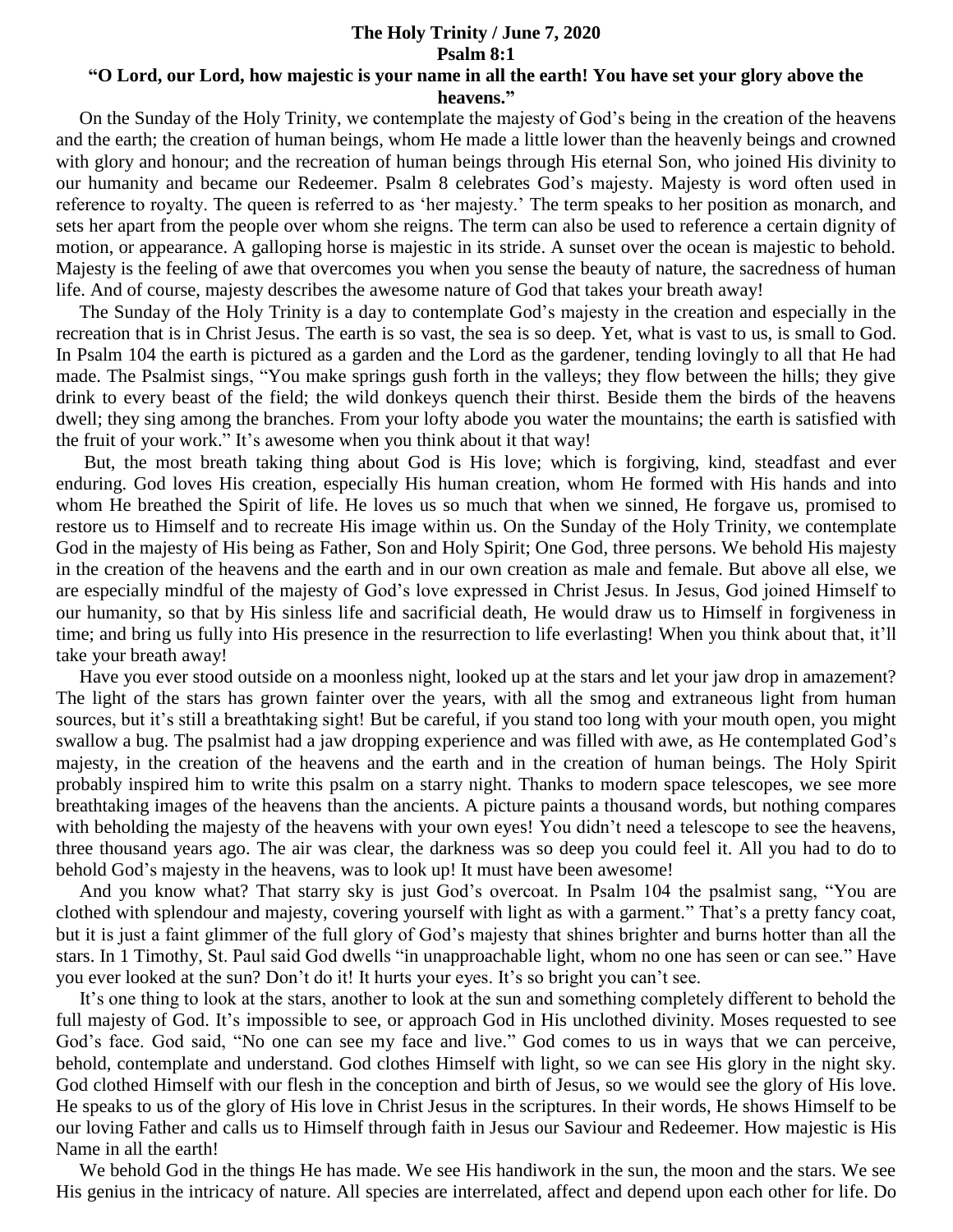**The Holy Trinity / June 7, 2020**

**Psalm 8:1**

**"O Lord, our Lord, how majestic is your name in all the earth! You have set your glory above the heavens."**

On the Sunday of the Holy Trinity, we contemplate the majesty of God's being in the creation of the heavens and the earth; the creation of human beings, whom He made a little lower than the heavenly beings and crowned with glory and honour; and the recreation of human beings through His eternal Son, who joined His divinity to our humanity and became our Redeemer. Psalm 8 celebrates God's majesty. Majesty is word often used in reference to royalty. The queen is referred to as 'her majesty.' The term speaks to her position as monarch, and sets her apart from the people over whom she reigns. The term can also be used to reference a certain dignity of motion, or appearance. A galloping horse is majestic in its stride. A sunset over the ocean is majestic to behold. Majesty is the feeling of awe that overcomes you when you sense the beauty of nature, the sacredness of human life. And of course, majesty describes the awesome nature of God that takes your breath away!

The Sunday of the Holy Trinity is a day to contemplate God's majesty in the creation and especially in the recreation that is in Christ Jesus. The earth is so vast, the sea is so deep. Yet, what is vast to us, is small to God. In Psalm 104 the earth is pictured as a garden and the Lord as the gardener, tending lovingly to all that He had made. The Psalmist sings, "You make springs gush forth in the valleys; they flow between the hills; they give drink to every beast of the field; the wild donkeys quench their thirst. Beside them the birds of the heavens dwell; they sing among the branches. From your lofty abode you water the mountains; the earth is satisfied with the fruit of your work." It's awesome when you think about it that way!

But, the most breath taking thing about God is His love; which is forgiving, kind, steadfast and ever enduring. God loves His creation, especially His human creation, whom He formed with His hands and into whom He breathed the Spirit of life. He loves us so much that when we sinned, He forgave us, promised to restore us to Himself and to recreate His image within us. On the Sunday of the Holy Trinity, we contemplate God in the majesty of His being as Father, Son and Holy Spirit; One God, three persons. We behold His majesty in the creation of the heavens and the earth and in our own creation as male and female. But above all else, we are especially mindful of the majesty of God's love expressed in Christ Jesus. In Jesus, God joined Himself to our humanity, so that by His sinless life and sacrificial death, He would draw us to Himself in forgiveness in time; and bring us fully into His presence in the resurrection to life everlasting! When you think about that, it'll take your breath away!

Have you ever stood outside on a moonless night, looked up at the stars and let your jaw drop in amazement? The light of the stars has grown fainter over the years, with all the smog and extraneous light from human sources, but it's still a breathtaking sight! But be careful, if you stand too long with your mouth open, you might swallow a bug. The psalmist had a jaw dropping experience and was filled with awe, as He contemplated God's majesty, in the creation of the heavens and the earth and in the creation of human beings. The Holy Spirit probably inspired him to write this psalm on a starry night. Thanks to modern space telescopes, we see more breathtaking images of the heavens than the ancients. A picture paints a thousand words, but nothing compares with beholding the majesty of the heavens with your own eyes! You didn't need a telescope to see the heavens, three thousand years ago. The air was clear, the darkness was so deep you could feel it. All you had to do to behold God's majesty in the heavens, was to look up! It must have been awesome!

And you know what? That starry sky is just God's overcoat. In Psalm 104 the psalmist sang, "You are clothed with splendour and majesty, covering yourself with light as with a garment." That's a pretty fancy coat, but it is just a faint glimmer of the full glory of God's majesty that shines brighter and burns hotter than all the stars. In 1 Timothy, St. Paul said God dwells "in unapproachable light, whom no one has seen or can see." Have you ever looked at the sun? Don't do it! It hurts your eyes. It's so bright you can't see.

It's one thing to look at the stars, another to look at the sun and something completely different to behold the full majesty of God. It's impossible to see, or approach God in His unclothed divinity. Moses requested to see God's face. God said, "No one can see my face and live." God comes to us in ways that we can perceive, behold, contemplate and understand. God clothes Himself with light, so we can see His glory in the night sky. God clothed Himself with our flesh in the conception and birth of Jesus, so we would see the glory of His love. He speaks to us of the glory of His love in Christ Jesus in the scriptures. In their words, He shows Himself to be our loving Father and calls us to Himself through faith in Jesus our Saviour and Redeemer. How majestic is His Name in all the earth!

We behold God in the things He has made. We see His handiwork in the sun, the moon and the stars. We see His genius in the intricacy of nature. All species are interrelated, affect and depend upon each other for life. Do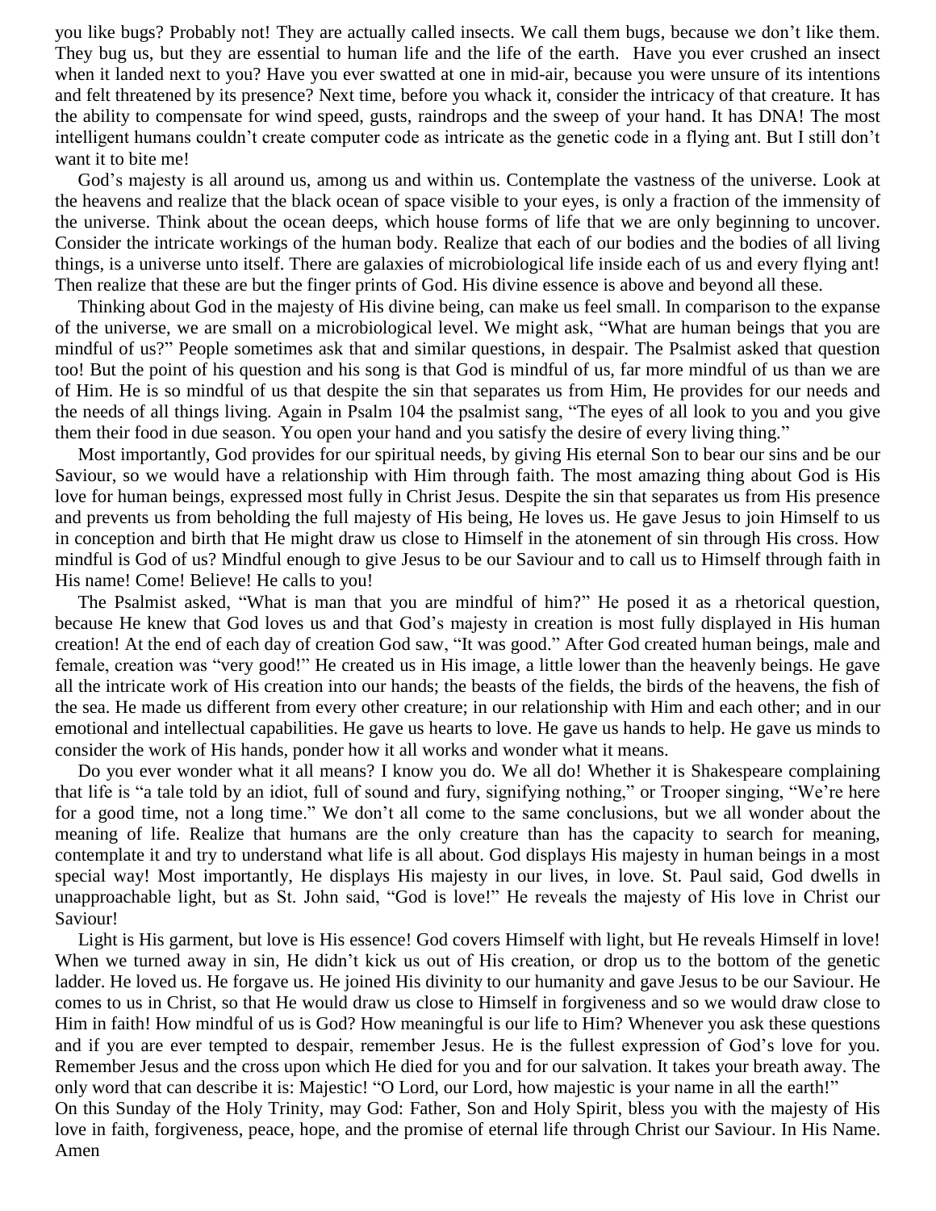you like bugs? Probably not! They are actually called insects. We call them bugs, because we don't like them. They bug us, but they are essential to human life and the life of the earth. Have you ever crushed an insect when it landed next to you? Have you ever swatted at one in mid-air, because you were unsure of its intentions and felt threatened by its presence? Next time, before you whack it, consider the intricacy of that creature. It has the ability to compensate for wind speed, gusts, raindrops and the sweep of your hand. It has DNA! The most intelligent humans couldn't create computer code as intricate as the genetic code in a flying ant. But I still don't want it to bite me!

God's majesty is all around us, among us and within us. Contemplate the vastness of the universe. Look at the heavens and realize that the black ocean of space visible to your eyes, is only a fraction of the immensity of the universe. Think about the ocean deeps, which house forms of life that we are only beginning to uncover. Consider the intricate workings of the human body. Realize that each of our bodies and the bodies of all living things, is a universe unto itself. There are galaxies of microbiological life inside each of us and every flying ant! Then realize that these are but the finger prints of God. His divine essence is above and beyond all these.

Thinking about God in the majesty of His divine being, can make us feel small. In comparison to the expanse of the universe, we are small on a microbiological level. We might ask, "What are human beings that you are mindful of us?" People sometimes ask that and similar questions, in despair. The Psalmist asked that question too! But the point of his question and his song is that God is mindful of us, far more mindful of us than we are of Him. He is so mindful of us that despite the sin that separates us from Him, He provides for our needs and the needs of all things living. Again in Psalm 104 the psalmist sang, "The eyes of all look to you and you give them their food in due season. You open your hand and you satisfy the desire of every living thing."

Most importantly, God provides for our spiritual needs, by giving His eternal Son to bear our sins and be our Saviour, so we would have a relationship with Him through faith. The most amazing thing about God is His love for human beings, expressed most fully in Christ Jesus. Despite the sin that separates us from His presence and prevents us from beholding the full majesty of His being, He loves us. He gave Jesus to join Himself to us in conception and birth that He might draw us close to Himself in the atonement of sin through His cross. How mindful is God of us? Mindful enough to give Jesus to be our Saviour and to call us to Himself through faith in His name! Come! Believe! He calls to you!

The Psalmist asked, "What is man that you are mindful of him?" He posed it as a rhetorical question, because He knew that God loves us and that God's majesty in creation is most fully displayed in His human creation! At the end of each day of creation God saw, "It was good." After God created human beings, male and female, creation was "very good!" He created us in His image, a little lower than the heavenly beings. He gave all the intricate work of His creation into our hands; the beasts of the fields, the birds of the heavens, the fish of the sea. He made us different from every other creature; in our relationship with Him and each other; and in our emotional and intellectual capabilities. He gave us hearts to love. He gave us hands to help. He gave us minds to consider the work of His hands, ponder how it all works and wonder what it means.

Do you ever wonder what it all means? I know you do. We all do! Whether it is Shakespeare complaining that life is "a tale told by an idiot, full of sound and fury, signifying nothing," or Trooper singing, "We're here for a good time, not a long time." We don't all come to the same conclusions, but we all wonder about the meaning of life. Realize that humans are the only creature than has the capacity to search for meaning, contemplate it and try to understand what life is all about. God displays His majesty in human beings in a most special way! Most importantly, He displays His majesty in our lives, in love. St. Paul said, God dwells in unapproachable light, but as St. John said, "God is love!" He reveals the majesty of His love in Christ our Saviour!

Light is His garment, but love is His essence! God covers Himself with light, but He reveals Himself in love! When we turned away in sin, He didn't kick us out of His creation, or drop us to the bottom of the genetic ladder. He loved us. He forgave us. He joined His divinity to our humanity and gave Jesus to be our Saviour. He comes to us in Christ, so that He would draw us close to Himself in forgiveness and so we would draw close to Him in faith! How mindful of us is God? How meaningful is our life to Him? Whenever you ask these questions and if you are ever tempted to despair, remember Jesus. He is the fullest expression of God's love for you. Remember Jesus and the cross upon which He died for you and for our salvation. It takes your breath away. The only word that can describe it is: Majestic! "O Lord, our Lord, how majestic is your name in all the earth!"

On this Sunday of the Holy Trinity, may God: Father, Son and Holy Spirit, bless you with the majesty of His love in faith, forgiveness, peace, hope, and the promise of eternal life through Christ our Saviour. In His Name. Amen